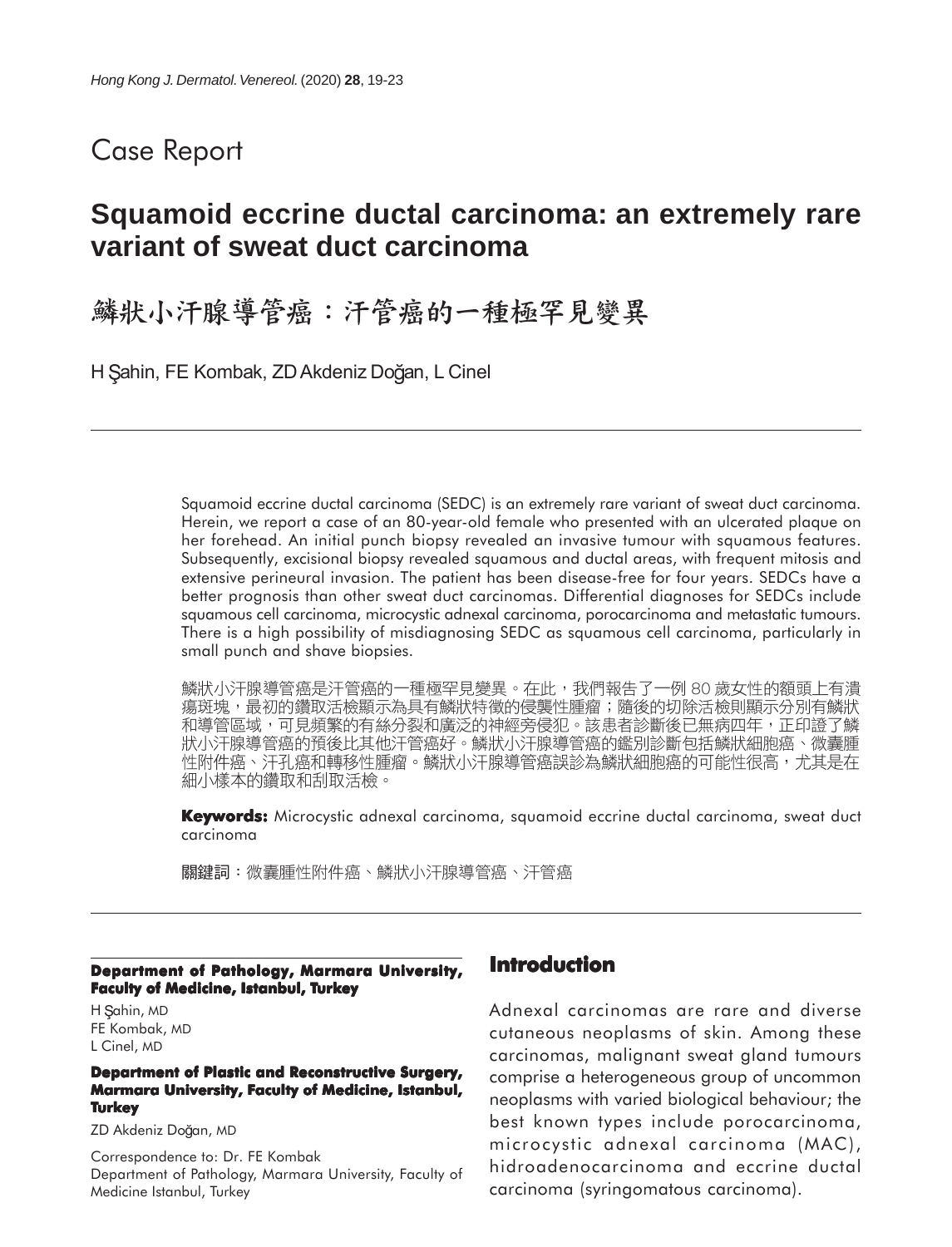Case Report

# Squamoid eccrine ductal carcinoma: an extremely rare variant of sweat duct carcinoma

# 鱗狀小汗腺導管癌：汗管癌的一種極罕見變異

H Şahin, FE Kombak, ZD Akdeniz Doğan, L Cinel

---

Squamoid eccrine ductal carcinoma (SEDC) is an extremely rare variant of sweat duct carcinoma. Herein, we report a case of an 80-year-old female who presented with an ulcerated plaque on her forehead. An initial punch biopsy revealed an invasive tumour with squamous features. Subsequently, excisional biopsy revealed squamous and ductal areas, with frequent mitosis and extensive perineural invasion. The patient has been disease-free for four years. SEDCs have a better prognosis than other sweat duct carcinomas. Differential diagnoses for SEDCs include squamous cell carcinoma, microcystic adnexal carcinoma, porocarcinoma and metastatic tumours. There is a high possibility of misdiagnosing SEDC as squamous cell carcinoma, particularly in small punch and shave biopsies.

鱗狀小汗腺導管癌是汗管癌的一種極罕見變異。在此，我們報告了一例 80 歲女性的額頭上有潰瘍斑塊，最初的鑽取活檢顯示為具有鱗狀特徵的侵襲性腫瘤；隨後的切除活檢則顯示分別有鱗狀和導管區域，可見頻繁的有絲分裂和廣泛的神經旁侵犯。該患者診斷後已無病四年，正印證了鱗狀小汗腺導管癌的預後比其他汗管癌好。鱗狀小汗腺導管癌的鑑別診斷包括鱗狀細胞癌、微囊腫性附件癌、汗孔癌和轉移性腫瘤。鱗狀小汗腺導管癌誤診為鱗狀細胞癌的可能性很高，尤其是在細小樣本的鑽取和刮取活檢。

**Keywords:** Microcystic adnexal carcinoma, squamoid eccrine ductal carcinoma, sweat duct carcinoma

**關鍵詞**：微囊腫性附件癌、鱗狀小汗腺導管癌、汗管癌

---

**Department of Pathology, Marmara University, Faculty of Medicine, Istanbul, Turkey**

H Şahin, MD
FE Kombak, MD
L Cinel, MD

**Department of Plastic and Reconstructive Surgery, Marmara University, Faculty of Medicine, Istanbul, Turkey**

ZD Akdeniz Doğan, MD

Correspondence to: Dr. FE Kombak
Department of Pathology, Marmara University, Faculty of Medicine Istanbul, Turkey

## Introduction

Adnexal carcinomas are rare and diverse cutaneous neoplasms of skin. Among these carcinomas, malignant sweat gland tumours comprise a heterogeneous group of uncommon neoplasms with varied biological behaviour; the best known types include porocarcinoma, microcystic adnexal carcinoma (MAC), hidroadenocarcinoma and eccrine ductal carcinoma (syringomatous carcinoma).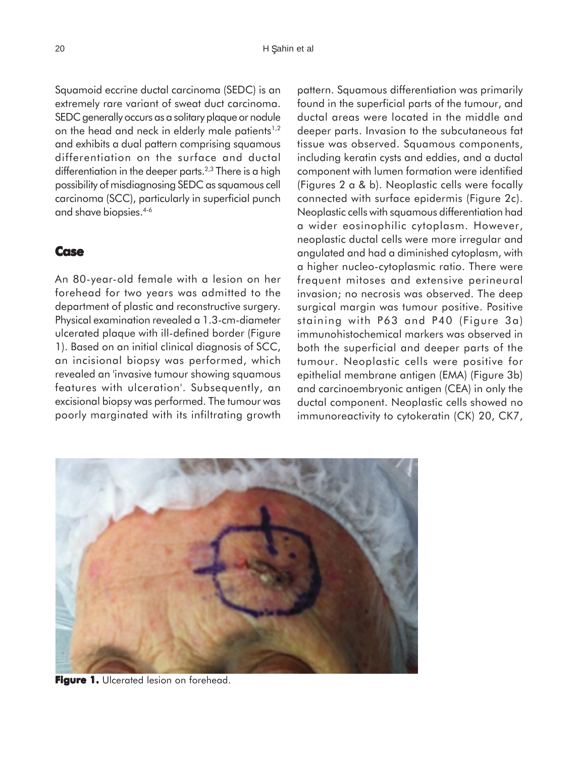Squamoid eccrine ductal carcinoma (SEDC) is an extremely rare variant of sweat duct carcinoma. SEDC generally occurs as a solitary plaque or nodule on the head and neck in elderly male patients[1,2] and exhibits a dual pattern comprising squamous differentiation on the surface and ductal differentiation in the deeper parts.[2,3] There is a high possibility of misdiagnosing SEDC as squamous cell carcinoma (SCC), particularly in superficial punch and shave biopsies.[4-6]

## Case

An 80-year-old female with a lesion on her forehead for two years was admitted to the department of plastic and reconstructive surgery. Physical examination revealed a 1.3-cm-diameter ulcerated plaque with ill-defined border (Figure 1). Based on an initial clinical diagnosis of SCC, an incisional biopsy was performed, which revealed an 'invasive tumour showing squamous features with ulceration'. Subsequently, an excisional biopsy was performed. The tumour was poorly marginated with its infiltrating growth pattern. Squamous differentiation was primarily found in the superficial parts of the tumour, and ductal areas were located in the middle and deeper parts. Invasion to the subcutaneous fat tissue was observed. Squamous components, including keratin cysts and eddies, and a ductal component with lumen formation were identified (Figures 2 a & b). Neoplastic cells were focally connected with surface epidermis (Figure 2c). Neoplastic cells with squamous differentiation had a wider eosinophilic cytoplasm. However, neoplastic ductal cells were more irregular and angulated and had a diminished cytoplasm, with a higher nucleo-cytoplasmic ratio. There were frequent mitoses and extensive perineural invasion; no necrosis was observed. The deep surgical margin was tumour positive. Positive staining with P63 and P40 (Figure 3a) immunohistochemical markers was observed in both the superficial and deeper parts of the tumour. Neoplastic cells were positive for epithelial membrane antigen (EMA) (Figure 3b) and carcinoembryonic antigen (CEA) in only the ductal component. Neoplastic cells showed no immunoreactivity to cytokeratin (CK) 20, CK7,

**Figure 1.** Ulcerated lesion on forehead.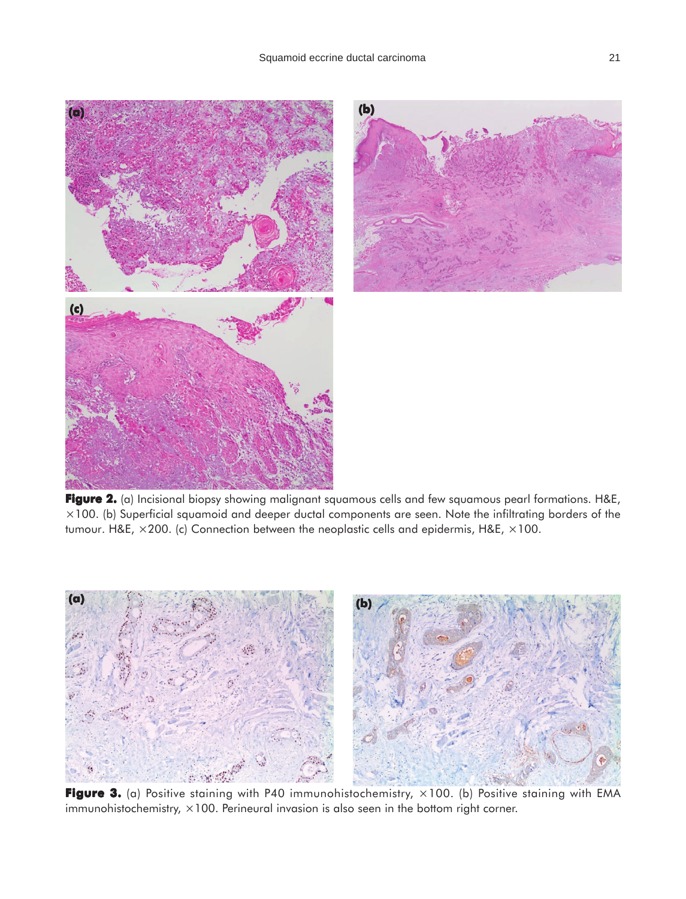**Figure 2.** (a) Incisional biopsy showing malignant squamous cells and few squamous pearl formations. H&E, ×100. (b) Superficial squamoid and deeper ductal components are seen. Note the infiltrating borders of the tumour. H&E, ×200. (c) Connection between the neoplastic cells and epidermis, H&E, ×100.

**Figure 3.** (a) Positive staining with P40 immunohistochemistry, ×100. (b) Positive staining with EMA immunohistochemistry, ×100. Perineural invasion is also seen in the bottom right corner.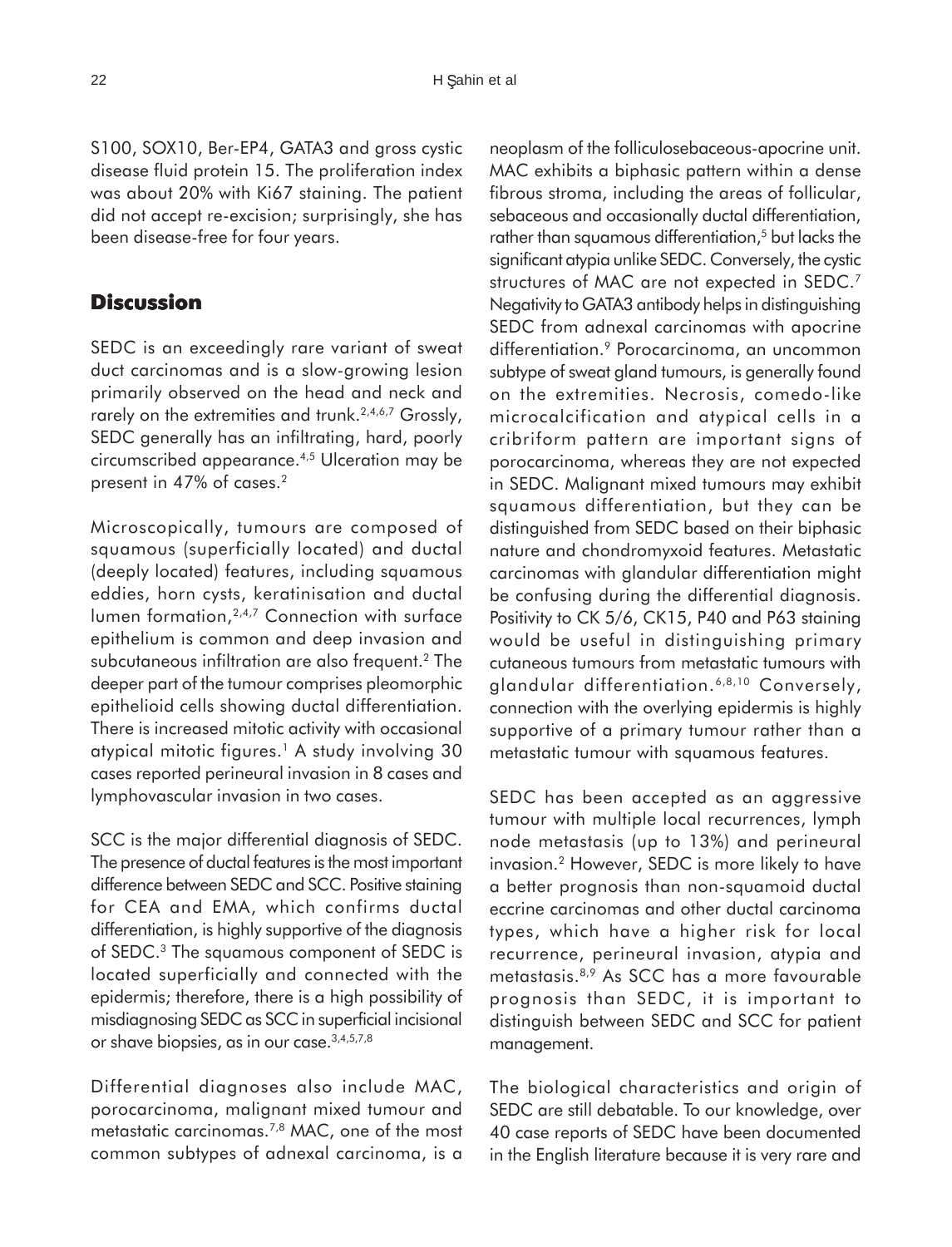S100, SOX10, Ber-EP4, GATA3 and gross cystic disease fluid protein 15. The proliferation index was about 20% with Ki67 staining. The patient did not accept re-excision; surprisingly, she has been disease-free for four years.

## Discussion

SEDC is an exceedingly rare variant of sweat duct carcinomas and is a slow-growing lesion primarily observed on the head and neck and rarely on the extremities and trunk.[2,4,6,7] Grossly, SEDC generally has an infiltrating, hard, poorly circumscribed appearance.[4,5] Ulceration may be present in 47% of cases.[2]

Microscopically, tumours are composed of squamous (superficially located) and ductal (deeply located) features, including squamous eddies, horn cysts, keratinisation and ductal lumen formation,[2,4,7] Connection with surface epithelium is common and deep invasion and subcutaneous infiltration are also frequent.[2] The deeper part of the tumour comprises pleomorphic epithelioid cells showing ductal differentiation. There is increased mitotic activity with occasional atypical mitotic figures.[1] A study involving 30 cases reported perineural invasion in 8 cases and lymphovascular invasion in two cases.

SCC is the major differential diagnosis of SEDC. The presence of ductal features is the most important difference between SEDC and SCC. Positive staining for CEA and EMA, which confirms ductal differentiation, is highly supportive of the diagnosis of SEDC.[3] The squamous component of SEDC is located superficially and connected with the epidermis; therefore, there is a high possibility of misdiagnosing SEDC as SCC in superficial incisional or shave biopsies, as in our case.[3,4,5,7,8]

Differential diagnoses also include MAC, porocarcinoma, malignant mixed tumour and metastatic carcinomas.[7,8] MAC, one of the most common subtypes of adnexal carcinoma, is a neoplasm of the folliculosebaceous-apocrine unit. MAC exhibits a biphasic pattern within a dense fibrous stroma, including the areas of follicular, sebaceous and occasionally ductal differentiation, rather than squamous differentiation,[5] but lacks the significant atypia unlike SEDC. Conversely, the cystic structures of MAC are not expected in SEDC.[7] Negativity to GATA3 antibody helps in distinguishing SEDC from adnexal carcinomas with apocrine differentiation.[9] Porocarcinoma, an uncommon subtype of sweat gland tumours, is generally found on the extremities. Necrosis, comedo-like microcalcification and atypical cells in a cribriform pattern are important signs of porocarcinoma, whereas they are not expected in SEDC. Malignant mixed tumours may exhibit squamous differentiation, but they can be distinguished from SEDC based on their biphasic nature and chondromyxoid features. Metastatic carcinomas with glandular differentiation might be confusing during the differential diagnosis. Positivity to CK 5/6, CK15, P40 and P63 staining would be useful in distinguishing primary cutaneous tumours from metastatic tumours with glandular differentiation.[6,8,10] Conversely, connection with the overlying epidermis is highly supportive of a primary tumour rather than a metastatic tumour with squamous features.

SEDC has been accepted as an aggressive tumour with multiple local recurrences, lymph node metastasis (up to 13%) and perineural invasion.[2] However, SEDC is more likely to have a better prognosis than non-squamoid ductal eccrine carcinomas and other ductal carcinoma types, which have a higher risk for local recurrence, perineural invasion, atypia and metastasis.[8,9] As SCC has a more favourable prognosis than SEDC, it is important to distinguish between SEDC and SCC for patient management.

The biological characteristics and origin of SEDC are still debatable. To our knowledge, over 40 case reports of SEDC have been documented in the English literature because it is very rare and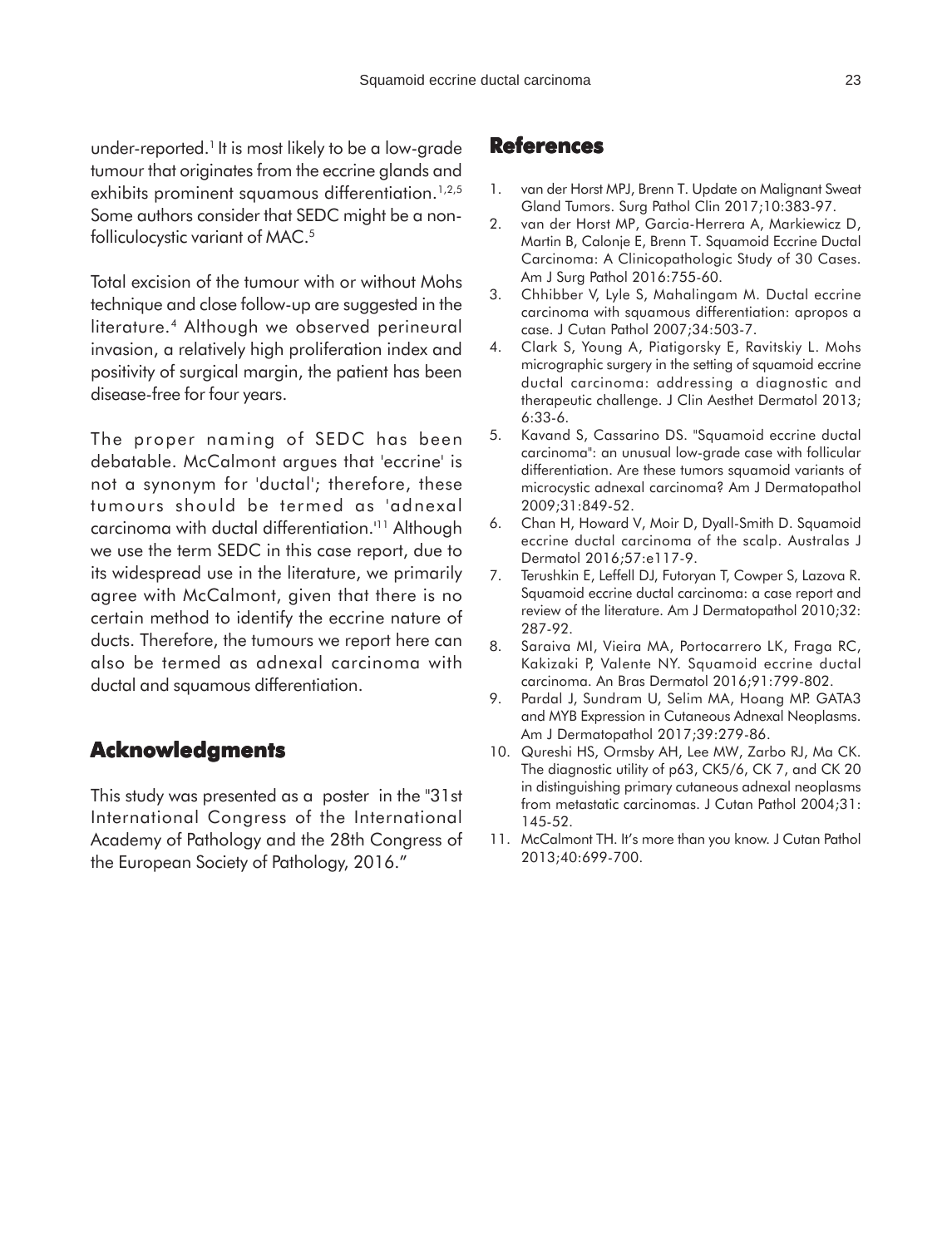under-reported.[1] It is most likely to be a low-grade tumour that originates from the eccrine glands and exhibits prominent squamous differentiation.[1,2,5] Some authors consider that SEDC might be a non-folliculocystic variant of MAC.[5]

Total excision of the tumour with or without Mohs technique and close follow-up are suggested in the literature.[4] Although we observed perineural invasion, a relatively high proliferation index and positivity of surgical margin, the patient has been disease-free for four years.

The proper naming of SEDC has been debatable. McCalmont argues that 'eccrine' is not a synonym for 'ductal'; therefore, these tumours should be termed as 'adnexal carcinoma with ductal differentiation.'[11] Although we use the term SEDC in this case report, due to its widespread use in the literature, we primarily agree with McCalmont, given that there is no certain method to identify the eccrine nature of ducts. Therefore, the tumours we report here can also be termed as adnexal carcinoma with ductal and squamous differentiation.

## Acknowledgments

This study was presented as a poster in the "31st International Congress of the International Academy of Pathology and the 28th Congress of the European Society of Pathology, 2016."

## References

1. van der Horst MPJ, Brenn T. Update on Malignant Sweat Gland Tumors. Surg Pathol Clin 2017;10:383-97.
2. van der Horst MP, Garcia-Herrera A, Markiewicz D, Martin B, Calonje E, Brenn T. Squamoid Eccrine Ductal Carcinoma: A Clinicopathologic Study of 30 Cases. Am J Surg Pathol 2016:755-60.
3. Chhibber V, Lyle S, Mahalingam M. Ductal eccrine carcinoma with squamous differentiation: apropos a case. J Cutan Pathol 2007;34:503-7.
4. Clark S, Young A, Piatigorsky E, Ravitskiy L. Mohs micrographic surgery in the setting of squamoid eccrine ductal carcinoma: addressing a diagnostic and therapeutic challenge. J Clin Aesthet Dermatol 2013; 6:33-6.
5. Kavand S, Cassarino DS. "Squamoid eccrine ductal carcinoma": an unusual low-grade case with follicular differentiation. Are these tumors squamoid variants of microcystic adnexal carcinoma? Am J Dermatopathol 2009;31:849-52.
6. Chan H, Howard V, Moir D, Dyall-Smith D. Squamoid eccrine ductal carcinoma of the scalp. Australas J Dermatol 2016;57:e117-9.
7. Terushkin E, Leffell DJ, Futoryan T, Cowper S, Lazova R. Squamoid eccrine ductal carcinoma: a case report and review of the literature. Am J Dermatopathol 2010;32: 287-92.
8. Saraiva MI, Vieira MA, Portocarrero LK, Fraga RC, Kakizaki P, Valente NY. Squamoid eccrine ductal carcinoma. An Bras Dermatol 2016;91:799-802.
9. Pardal J, Sundram U, Selim MA, Hoang MP. GATA3 and MYB Expression in Cutaneous Adnexal Neoplasms. Am J Dermatopathol 2017;39:279-86.
10. Qureshi HS, Ormsby AH, Lee MW, Zarbo RJ, Ma CK. The diagnostic utility of p63, CK5/6, CK 7, and CK 20 in distinguishing primary cutaneous adnexal neoplasms from metastatic carcinomas. J Cutan Pathol 2004;31: 145-52.
11. McCalmont TH. It's more than you know. J Cutan Pathol 2013;40:699-700.